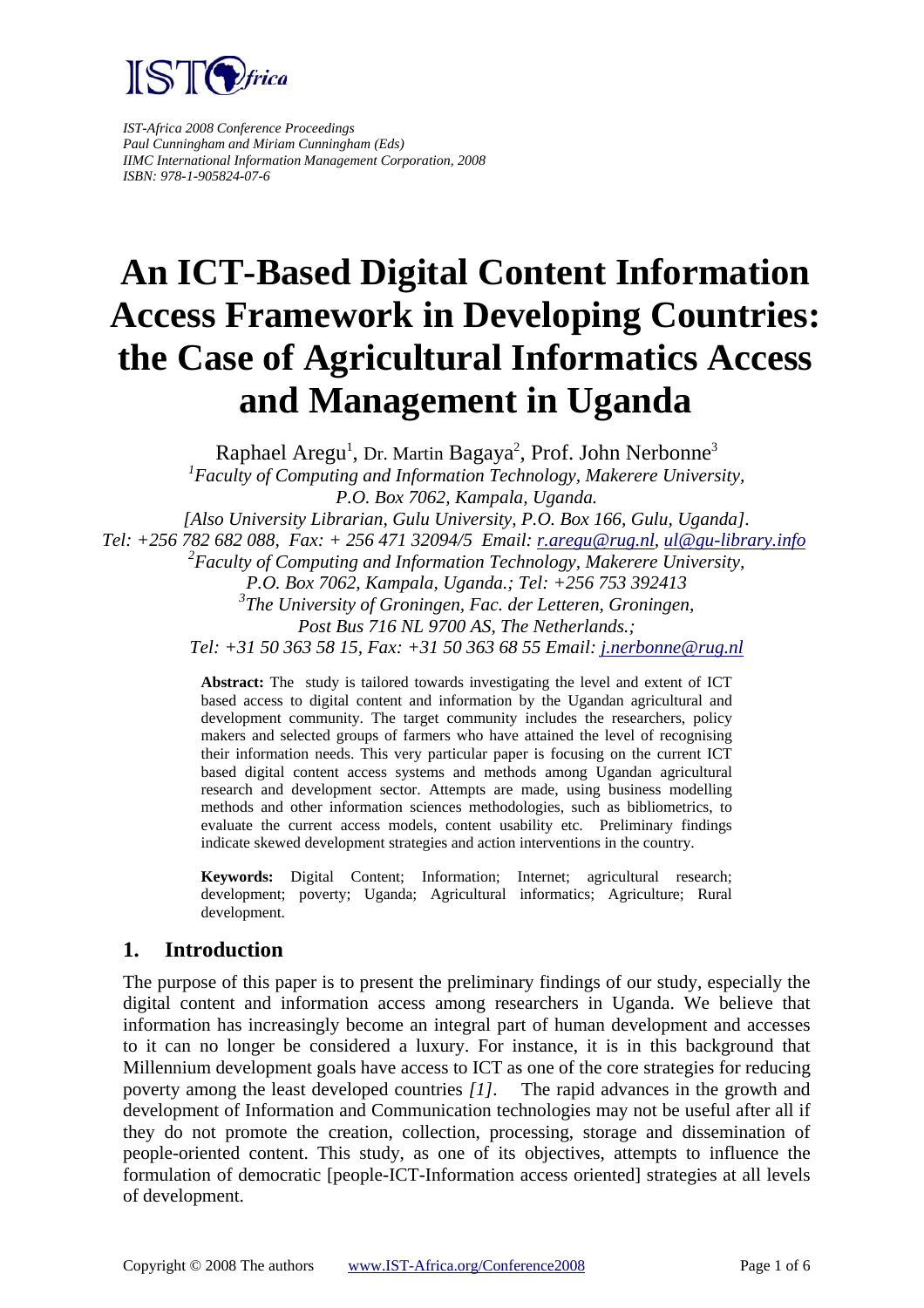IST-Africa 2008 Conference Proceedings
Paul Cunningham and Miriam Cunningham (Eds)
IIMC International Information Management Corporation, 2008
ISBN: 978-1-905824-07-6

# An ICT-Based Digital Content Information Access Framework in Developing Countries: the Case of Agricultural Informatics Access and Management in Uganda

Raphael Aregu[1], Dr. Martin Bagaya[2], Prof. John Nerbonne[3]

[1]*Faculty of Computing and Information Technology, Makerere University, P.O. Box 7062, Kampala, Uganda.*
*[Also University Librarian, Gulu University, P.O. Box 166, Gulu, Uganda].*
*Tel: +256 782 682 088, Fax: + 256 471 32094/5 Email: r.aregu@rug.nl, ul@gu-library.info*

[2]*Faculty of Computing and Information Technology, Makerere University, P.O. Box 7062, Kampala, Uganda.; Tel: +256 753 392413*

[3]*The University of Groningen, Fac. der Letteren, Groningen, Post Bus 716 NL 9700 AS, The Netherlands.;*
*Tel: +31 50 363 58 15, Fax: +31 50 363 68 55 Email: j.nerbonne@rug.nl*

**Abstract:** The study is tailored towards investigating the level and extent of ICT based access to digital content and information by the Ugandan agricultural and development community. The target community includes the researchers, policy makers and selected groups of farmers who have attained the level of recognising their information needs. This very particular paper is focusing on the current ICT based digital content access systems and methods among Ugandan agricultural research and development sector. Attempts are made, using business modelling methods and other information sciences methodologies, such as bibliometrics, to evaluate the current access models, content usability etc. Preliminary findings indicate skewed development strategies and action interventions in the country.

**Keywords:** Digital Content; Information; Internet; agricultural research; development; poverty; Uganda; Agricultural informatics; Agriculture; Rural development.

## 1. Introduction

The purpose of this paper is to present the preliminary findings of our study, especially the digital content and information access among researchers in Uganda. We believe that information has increasingly become an integral part of human development and accesses to it can no longer be considered a luxury. For instance, it is in this background that Millennium development goals have access to ICT as one of the core strategies for reducing poverty among the least developed countries *[1]*. The rapid advances in the growth and development of Information and Communication technologies may not be useful after all if they do not promote the creation, collection, processing, storage and dissemination of people-oriented content. This study, as one of its objectives, attempts to influence the formulation of democratic [people-ICT-Information access oriented] strategies at all levels of development.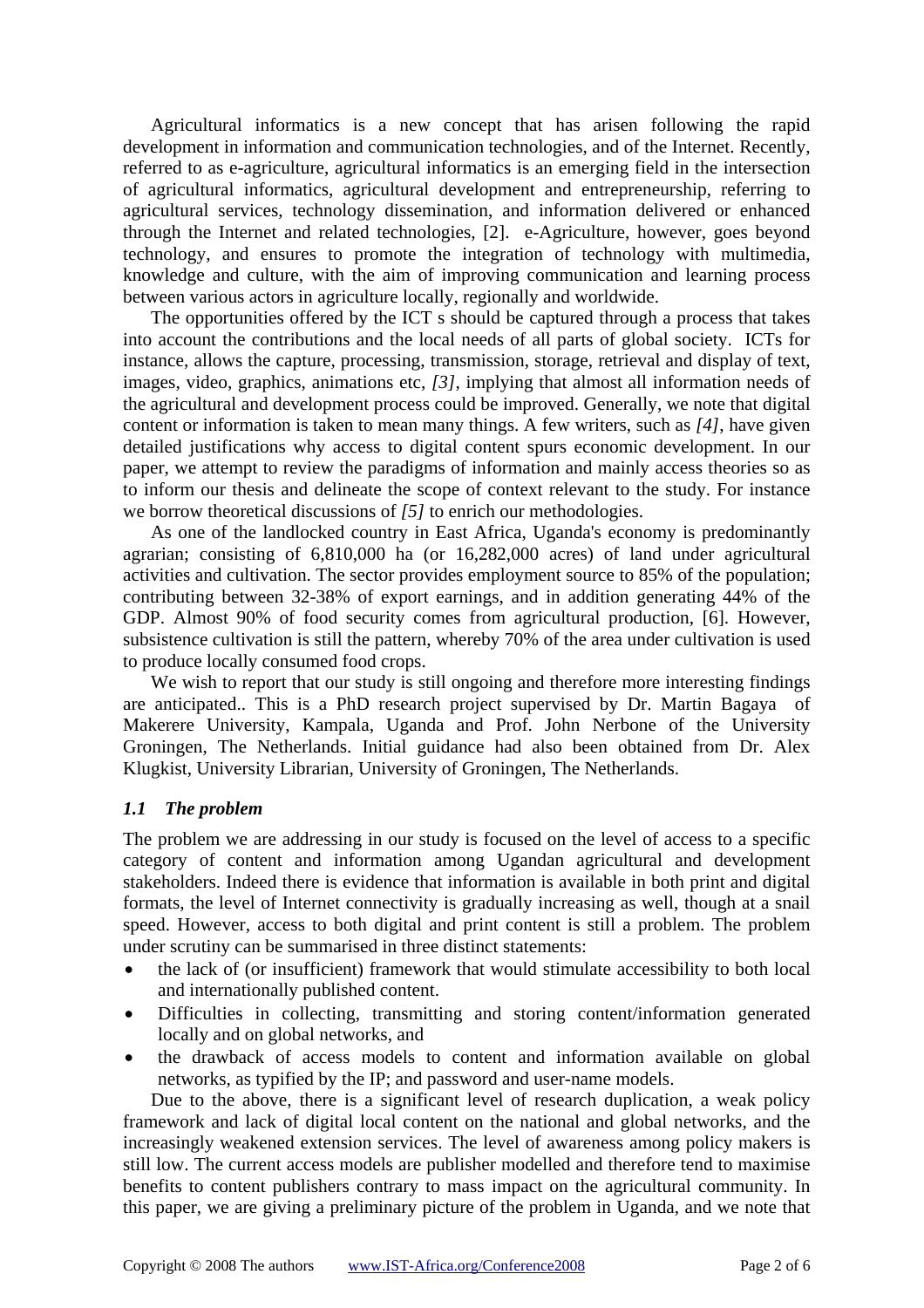Agricultural informatics is a new concept that has arisen following the rapid development in information and communication technologies, and of the Internet. Recently, referred to as e-agriculture, agricultural informatics is an emerging field in the intersection of agricultural informatics, agricultural development and entrepreneurship, referring to agricultural services, technology dissemination, and information delivered or enhanced through the Internet and related technologies, [2]. e-Agriculture, however, goes beyond technology, and ensures to promote the integration of technology with multimedia, knowledge and culture, with the aim of improving communication and learning process between various actors in agriculture locally, regionally and worldwide.

The opportunities offered by the ICT s should be captured through a process that takes into account the contributions and the local needs of all parts of global society. ICTs for instance, allows the capture, processing, transmission, storage, retrieval and display of text, images, video, graphics, animations etc, *[3]*, implying that almost all information needs of the agricultural and development process could be improved. Generally, we note that digital content or information is taken to mean many things. A few writers, such as *[4]*, have given detailed justifications why access to digital content spurs economic development. In our paper, we attempt to review the paradigms of information and mainly access theories so as to inform our thesis and delineate the scope of context relevant to the study. For instance we borrow theoretical discussions of *[5]* to enrich our methodologies.

As one of the landlocked country in East Africa, Uganda's economy is predominantly agrarian; consisting of 6,810,000 ha (or 16,282,000 acres) of land under agricultural activities and cultivation. The sector provides employment source to 85% of the population; contributing between 32-38% of export earnings, and in addition generating 44% of the GDP. Almost 90% of food security comes from agricultural production, [6]. However, subsistence cultivation is still the pattern, whereby 70% of the area under cultivation is used to produce locally consumed food crops.

We wish to report that our study is still ongoing and therefore more interesting findings are anticipated.. This is a PhD research project supervised by Dr. Martin Bagaya of Makerere University, Kampala, Uganda and Prof. John Nerbone of the University Groningen, The Netherlands. Initial guidance had also been obtained from Dr. Alex Klugkist, University Librarian, University of Groningen, The Netherlands.

### *1.1 The problem*

The problem we are addressing in our study is focused on the level of access to a specific category of content and information among Ugandan agricultural and development stakeholders. Indeed there is evidence that information is available in both print and digital formats, the level of Internet connectivity is gradually increasing as well, though at a snail speed. However, access to both digital and print content is still a problem. The problem under scrutiny can be summarised in three distinct statements:

- the lack of (or insufficient) framework that would stimulate accessibility to both local and internationally published content.
- Difficulties in collecting, transmitting and storing content/information generated locally and on global networks, and
- the drawback of access models to content and information available on global networks, as typified by the IP; and password and user-name models.

Due to the above, there is a significant level of research duplication, a weak policy framework and lack of digital local content on the national and global networks, and the increasingly weakened extension services. The level of awareness among policy makers is still low. The current access models are publisher modelled and therefore tend to maximise benefits to content publishers contrary to mass impact on the agricultural community. In this paper, we are giving a preliminary picture of the problem in Uganda, and we note that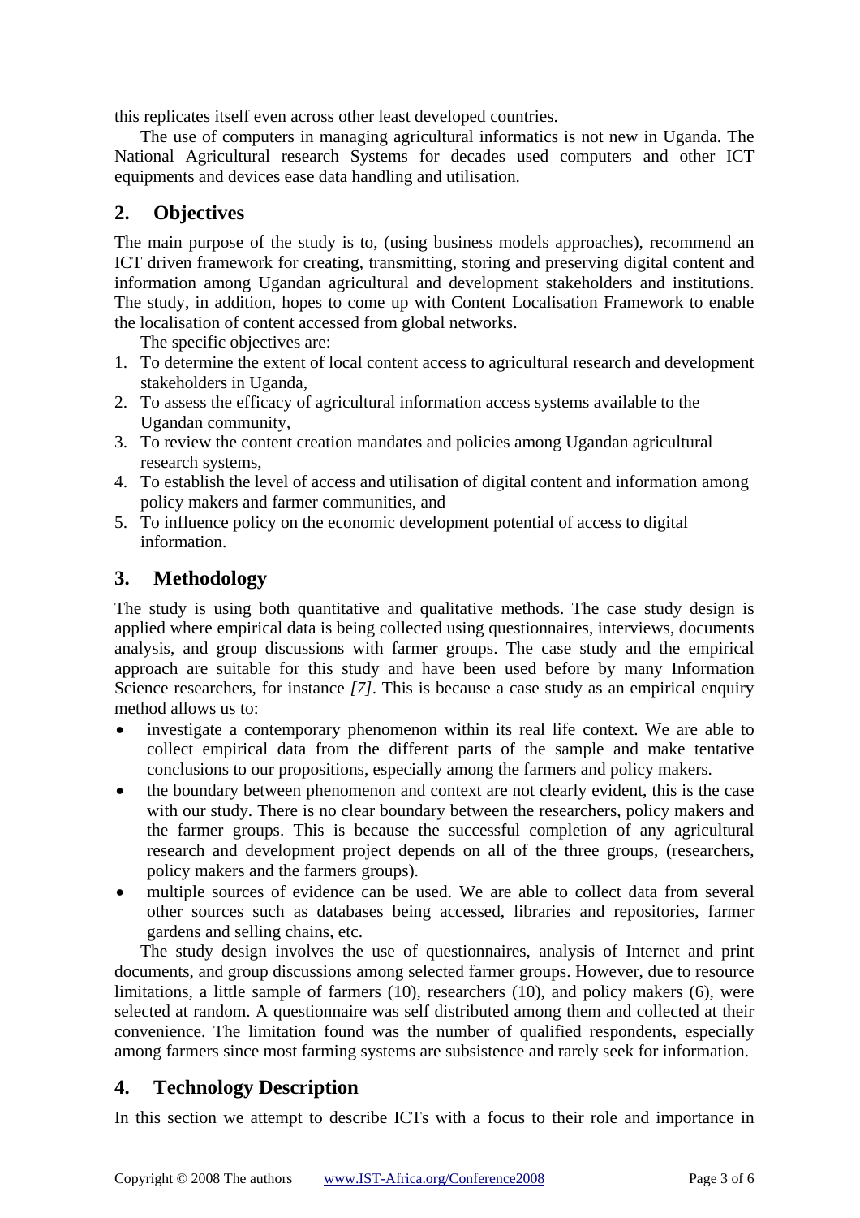this replicates itself even across other least developed countries.

The use of computers in managing agricultural informatics is not new in Uganda. The National Agricultural research Systems for decades used computers and other ICT equipments and devices ease data handling and utilisation.

## 2. Objectives

The main purpose of the study is to, (using business models approaches), recommend an ICT driven framework for creating, transmitting, storing and preserving digital content and information among Ugandan agricultural and development stakeholders and institutions. The study, in addition, hopes to come up with Content Localisation Framework to enable the localisation of content accessed from global networks.

The specific objectives are:

1. To determine the extent of local content access to agricultural research and development stakeholders in Uganda,
2. To assess the efficacy of agricultural information access systems available to the Ugandan community,
3. To review the content creation mandates and policies among Ugandan agricultural research systems,
4. To establish the level of access and utilisation of digital content and information among policy makers and farmer communities, and
5. To influence policy on the economic development potential of access to digital information.

## 3. Methodology

The study is using both quantitative and qualitative methods. The case study design is applied where empirical data is being collected using questionnaires, interviews, documents analysis, and group discussions with farmer groups. The case study and the empirical approach are suitable for this study and have been used before by many Information Science researchers, for instance *[7]*. This is because a case study as an empirical enquiry method allows us to:

- investigate a contemporary phenomenon within its real life context. We are able to collect empirical data from the different parts of the sample and make tentative conclusions to our propositions, especially among the farmers and policy makers.
- the boundary between phenomenon and context are not clearly evident, this is the case with our study. There is no clear boundary between the researchers, policy makers and the farmer groups. This is because the successful completion of any agricultural research and development project depends on all of the three groups, (researchers, policy makers and the farmers groups).
- multiple sources of evidence can be used. We are able to collect data from several other sources such as databases being accessed, libraries and repositories, farmer gardens and selling chains, etc.

The study design involves the use of questionnaires, analysis of Internet and print documents, and group discussions among selected farmer groups. However, due to resource limitations, a little sample of farmers (10), researchers (10), and policy makers (6), were selected at random. A questionnaire was self distributed among them and collected at their convenience. The limitation found was the number of qualified respondents, especially among farmers since most farming systems are subsistence and rarely seek for information.

## 4. Technology Description

In this section we attempt to describe ICTs with a focus to their role and importance in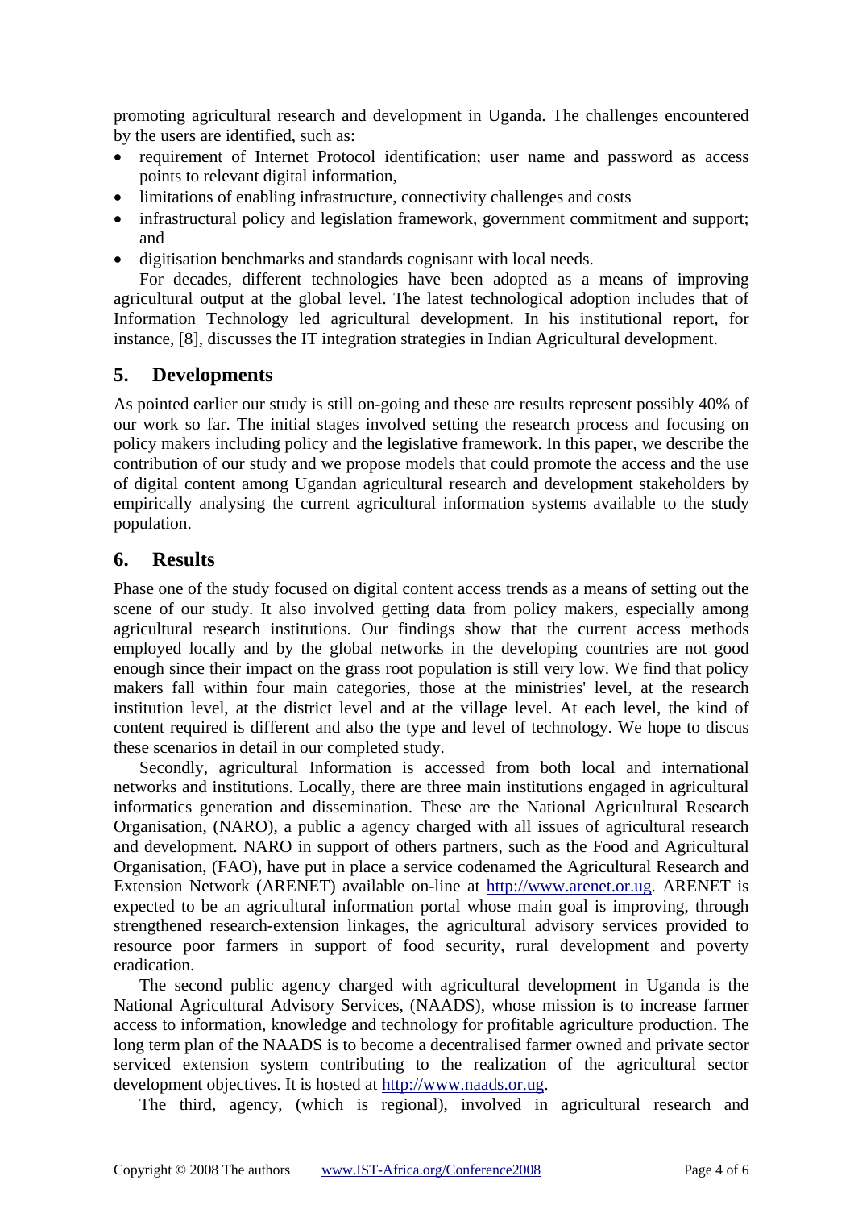promoting agricultural research and development in Uganda. The challenges encountered by the users are identified, such as:

- requirement of Internet Protocol identification; user name and password as access points to relevant digital information,
- limitations of enabling infrastructure, connectivity challenges and costs
- infrastructural policy and legislation framework, government commitment and support; and
- digitisation benchmarks and standards cognisant with local needs.

For decades, different technologies have been adopted as a means of improving agricultural output at the global level. The latest technological adoption includes that of Information Technology led agricultural development. In his institutional report, for instance, [8], discusses the IT integration strategies in Indian Agricultural development.

## 5. Developments

As pointed earlier our study is still on-going and these are results represent possibly 40% of our work so far. The initial stages involved setting the research process and focusing on policy makers including policy and the legislative framework. In this paper, we describe the contribution of our study and we propose models that could promote the access and the use of digital content among Ugandan agricultural research and development stakeholders by empirically analysing the current agricultural information systems available to the study population.

## 6. Results

Phase one of the study focused on digital content access trends as a means of setting out the scene of our study. It also involved getting data from policy makers, especially among agricultural research institutions. Our findings show that the current access methods employed locally and by the global networks in the developing countries are not good enough since their impact on the grass root population is still very low. We find that policy makers fall within four main categories, those at the ministries' level, at the research institution level, at the district level and at the village level. At each level, the kind of content required is different and also the type and level of technology. We hope to discus these scenarios in detail in our completed study.

Secondly, agricultural Information is accessed from both local and international networks and institutions. Locally, there are three main institutions engaged in agricultural informatics generation and dissemination. These are the National Agricultural Research Organisation, (NARO), a public a agency charged with all issues of agricultural research and development. NARO in support of others partners, such as the Food and Agricultural Organisation, (FAO), have put in place a service codenamed the Agricultural Research and Extension Network (ARENET) available on-line at http://www.arenet.or.ug. ARENET is expected to be an agricultural information portal whose main goal is improving, through strengthened research-extension linkages, the agricultural advisory services provided to resource poor farmers in support of food security, rural development and poverty eradication.

The second public agency charged with agricultural development in Uganda is the National Agricultural Advisory Services, (NAADS), whose mission is to increase farmer access to information, knowledge and technology for profitable agriculture production. The long term plan of the NAADS is to become a decentralised farmer owned and private sector serviced extension system contributing to the realization of the agricultural sector development objectives. It is hosted at http://www.naads.or.ug.

The third, agency, (which is regional), involved in agricultural research and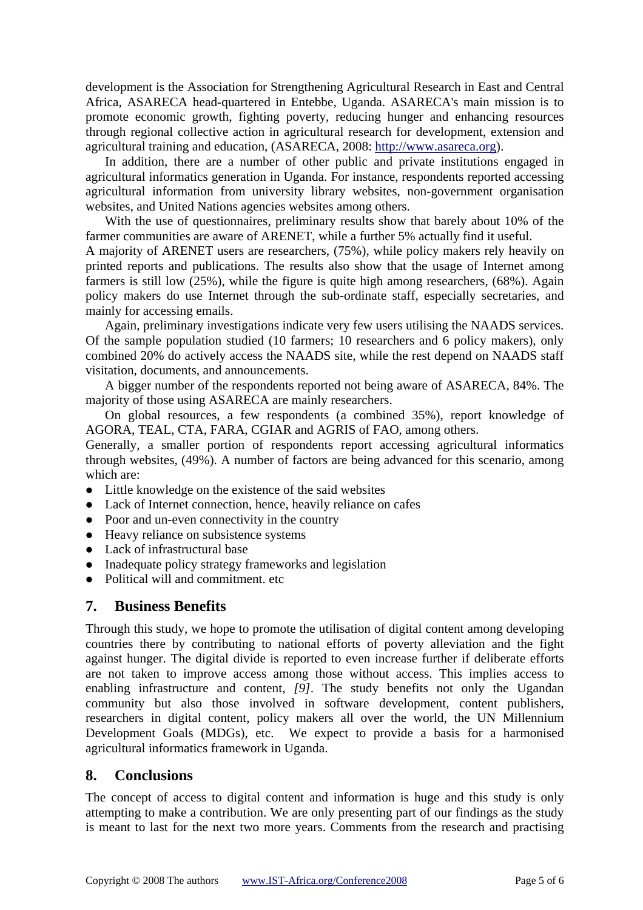development is the Association for Strengthening Agricultural Research in East and Central Africa, ASARECA head-quartered in Entebbe, Uganda. ASARECA's main mission is to promote economic growth, fighting poverty, reducing hunger and enhancing resources through regional collective action in agricultural research for development, extension and agricultural training and education, (ASARECA, 2008: http://www.asareca.org).

In addition, there are a number of other public and private institutions engaged in agricultural informatics generation in Uganda. For instance, respondents reported accessing agricultural information from university library websites, non-government organisation websites, and United Nations agencies websites among others.

With the use of questionnaires, preliminary results show that barely about 10% of the farmer communities are aware of ARENET, while a further 5% actually find it useful.

A majority of ARENET users are researchers, (75%), while policy makers rely heavily on printed reports and publications. The results also show that the usage of Internet among farmers is still low (25%), while the figure is quite high among researchers, (68%). Again policy makers do use Internet through the sub-ordinate staff, especially secretaries, and mainly for accessing emails.

Again, preliminary investigations indicate very few users utilising the NAADS services. Of the sample population studied (10 farmers; 10 researchers and 6 policy makers), only combined 20% do actively access the NAADS site, while the rest depend on NAADS staff visitation, documents, and announcements.

A bigger number of the respondents reported not being aware of ASARECA, 84%. The majority of those using ASARECA are mainly researchers.

On global resources, a few respondents (a combined 35%), report knowledge of AGORA, TEAL, CTA, FARA, CGIAR and AGRIS of FAO, among others.

Generally, a smaller portion of respondents report accessing agricultural informatics through websites, (49%). A number of factors are being advanced for this scenario, among which are:

- Little knowledge on the existence of the said websites
- Lack of Internet connection, hence, heavily reliance on cafes
- Poor and un-even connectivity in the country
- Heavy reliance on subsistence systems
- Lack of infrastructural base
- Inadequate policy strategy frameworks and legislation
- Political will and commitment. etc

## 7. Business Benefits

Through this study, we hope to promote the utilisation of digital content among developing countries there by contributing to national efforts of poverty alleviation and the fight against hunger. The digital divide is reported to even increase further if deliberate efforts are not taken to improve access among those without access. This implies access to enabling infrastructure and content, *[9]*. The study benefits not only the Ugandan community but also those involved in software development, content publishers, researchers in digital content, policy makers all over the world, the UN Millennium Development Goals (MDGs), etc. We expect to provide a basis for a harmonised agricultural informatics framework in Uganda.

## 8. Conclusions

The concept of access to digital content and information is huge and this study is only attempting to make a contribution. We are only presenting part of our findings as the study is meant to last for the next two more years. Comments from the research and practising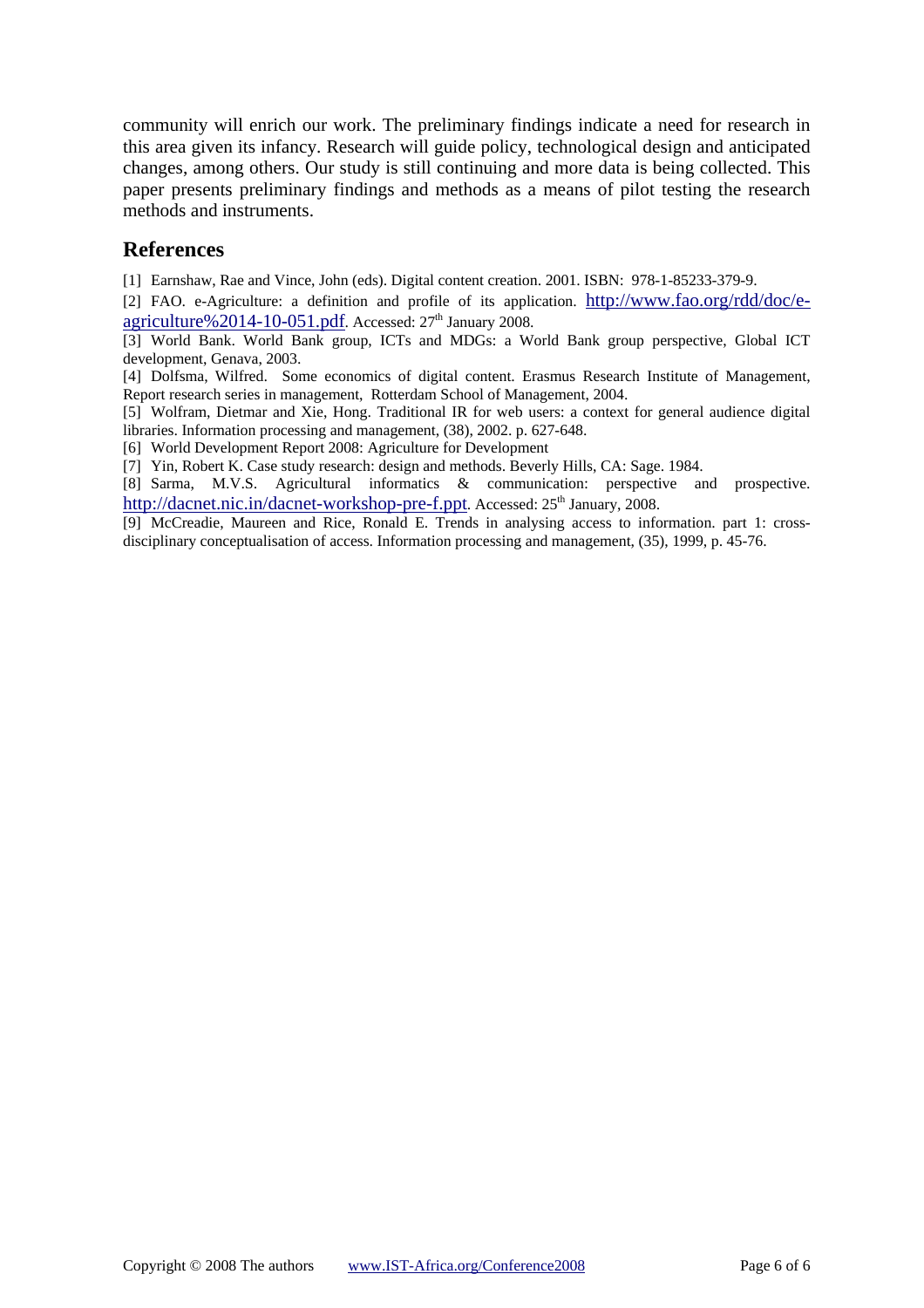community will enrich our work. The preliminary findings indicate a need for research in this area given its infancy. Research will guide policy, technological design and anticipated changes, among others. Our study is still continuing and more data is being collected. This paper presents preliminary findings and methods as a means of pilot testing the research methods and instruments.

## References

[1] Earnshaw, Rae and Vince, John (eds). Digital content creation. 2001. ISBN: 978-1-85233-379-9.

[2] FAO. e-Agriculture: a definition and profile of its application. http://www.fao.org/rdd/doc/e-agriculture%2014-10-051.pdf. Accessed: 27th January 2008.

[3] World Bank. World Bank group, ICTs and MDGs: a World Bank group perspective, Global ICT development, Genava, 2003.

[4] Dolfsma, Wilfred. Some economics of digital content. Erasmus Research Institute of Management, Report research series in management, Rotterdam School of Management, 2004.

[5] Wolfram, Dietmar and Xie, Hong. Traditional IR for web users: a context for general audience digital libraries. Information processing and management, (38), 2002. p. 627-648.

[6] World Development Report 2008: Agriculture for Development

[7] Yin, Robert K. Case study research: design and methods. Beverly Hills, CA: Sage. 1984.

[8] Sarma, M.V.S. Agricultural informatics & communication: perspective and prospective. http://dacnet.nic.in/dacnet-workshop-pre-f.ppt. Accessed: 25th January, 2008.

[9] McCreadie, Maureen and Rice, Ronald E. Trends in analysing access to information. part 1: cross-disciplinary conceptualisation of access. Information processing and management, (35), 1999, p. 45-76.